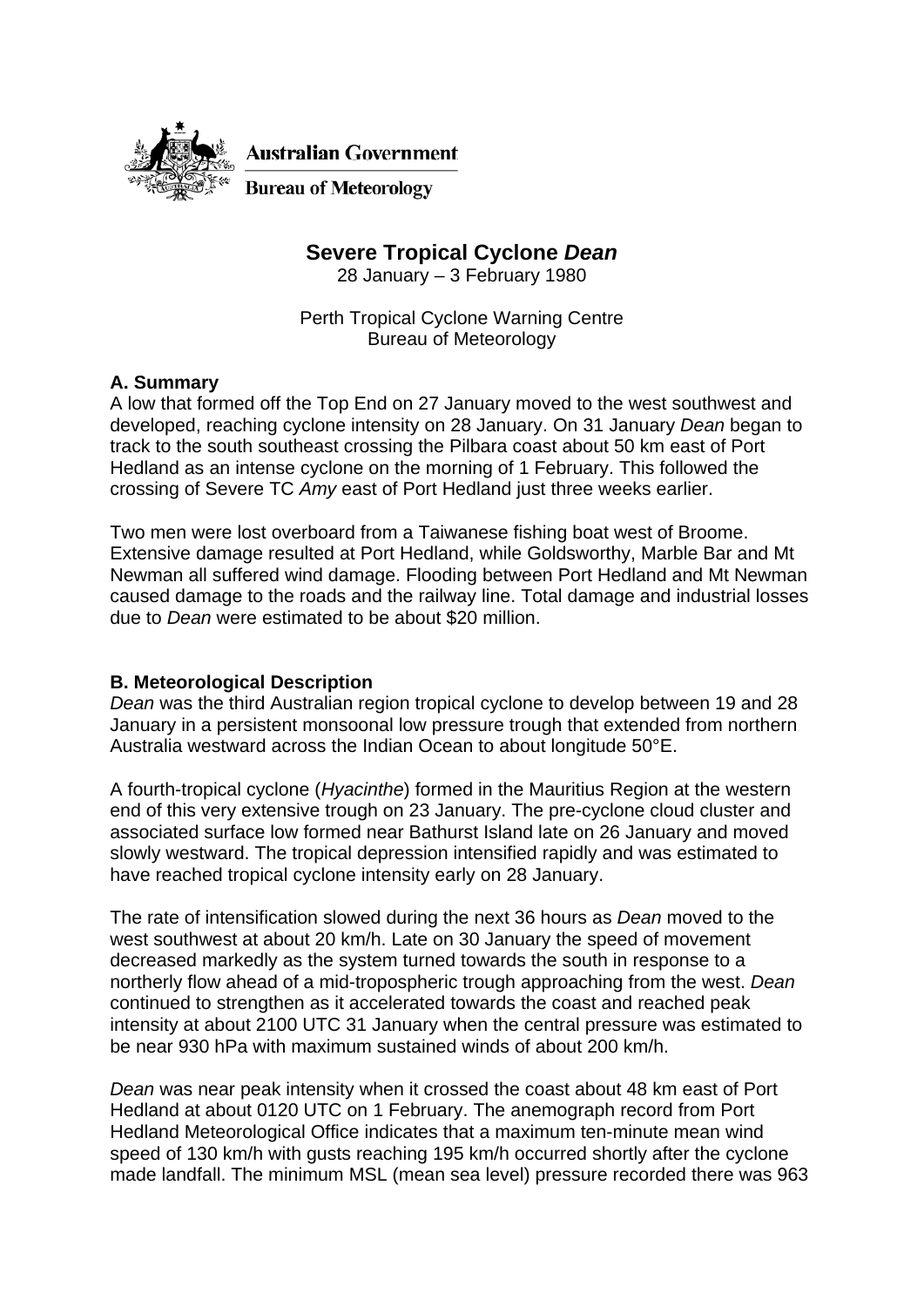Australian Government

Bureau of Meteorology

# Severe Tropical Cyclone *Dean*

28 January – 3 February 1980

Perth Tropical Cyclone Warning Centre
Bureau of Meteorology

## A. Summary

A low that formed off the Top End on 27 January moved to the west southwest and developed, reaching cyclone intensity on 28 January. On 31 January *Dean* began to track to the south southeast crossing the Pilbara coast about 50 km east of Port Hedland as an intense cyclone on the morning of 1 February. This followed the crossing of Severe TC *Amy* east of Port Hedland just three weeks earlier.

Two men were lost overboard from a Taiwanese fishing boat west of Broome. Extensive damage resulted at Port Hedland, while Goldsworthy, Marble Bar and Mt Newman all suffered wind damage. Flooding between Port Hedland and Mt Newman caused damage to the roads and the railway line. Total damage and industrial losses due to *Dean* were estimated to be about $20 million.

## B. Meteorological Description

*Dean* was the third Australian region tropical cyclone to develop between 19 and 28 January in a persistent monsoonal low pressure trough that extended from northern Australia westward across the Indian Ocean to about longitude 50°E.

A fourth-tropical cyclone (*Hyacinthe*) formed in the Mauritius Region at the western end of this very extensive trough on 23 January. The pre-cyclone cloud cluster and associated surface low formed near Bathurst Island late on 26 January and moved slowly westward. The tropical depression intensified rapidly and was estimated to have reached tropical cyclone intensity early on 28 January.

The rate of intensification slowed during the next 36 hours as *Dean* moved to the west southwest at about 20 km/h. Late on 30 January the speed of movement decreased markedly as the system turned towards the south in response to a northerly flow ahead of a mid-tropospheric trough approaching from the west. *Dean* continued to strengthen as it accelerated towards the coast and reached peak intensity at about 2100 UTC 31 January when the central pressure was estimated to be near 930 hPa with maximum sustained winds of about 200 km/h.

*Dean* was near peak intensity when it crossed the coast about 48 km east of Port Hedland at about 0120 UTC on 1 February. The anemograph record from Port Hedland Meteorological Office indicates that a maximum ten-minute mean wind speed of 130 km/h with gusts reaching 195 km/h occurred shortly after the cyclone made landfall. The minimum MSL (mean sea level) pressure recorded there was 963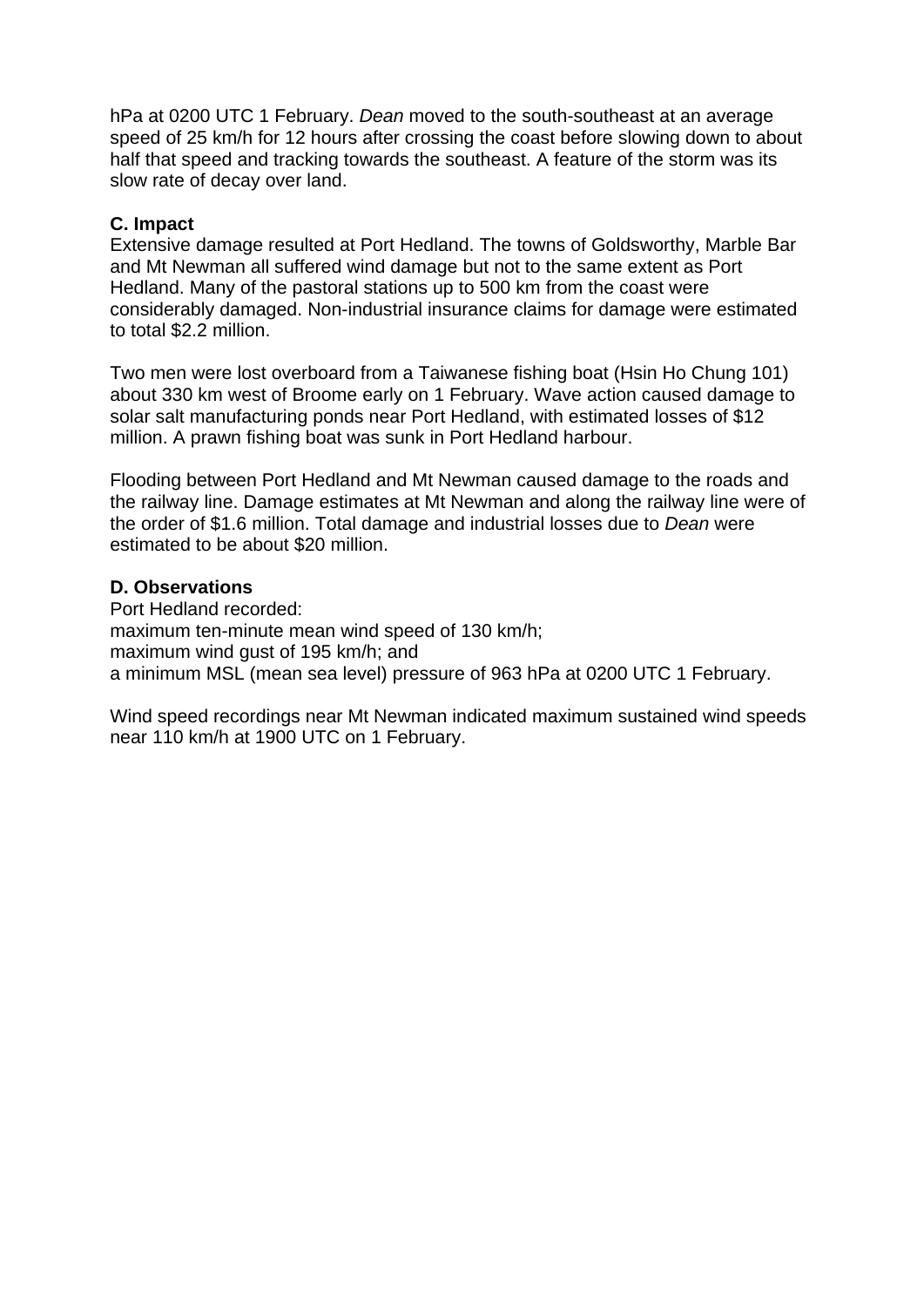hPa at 0200 UTC 1 February. *Dean* moved to the south-southeast at an average speed of 25 km/h for 12 hours after crossing the coast before slowing down to about half that speed and tracking towards the southeast. A feature of the storm was its slow rate of decay over land.

**C. Impact**

Extensive damage resulted at Port Hedland. The towns of Goldsworthy, Marble Bar and Mt Newman all suffered wind damage but not to the same extent as Port Hedland. Many of the pastoral stations up to 500 km from the coast were considerably damaged. Non-industrial insurance claims for damage were estimated to total $2.2 million.

Two men were lost overboard from a Taiwanese fishing boat (Hsin Ho Chung 101) about 330 km west of Broome early on 1 February. Wave action caused damage to solar salt manufacturing ponds near Port Hedland, with estimated losses of $12 million. A prawn fishing boat was sunk in Port Hedland harbour.

Flooding between Port Hedland and Mt Newman caused damage to the roads and the railway line. Damage estimates at Mt Newman and along the railway line were of the order of $1.6 million. Total damage and industrial losses due to *Dean* were estimated to be about $20 million.

**D. Observations**

Port Hedland recorded:
maximum ten-minute mean wind speed of 130 km/h;
maximum wind gust of 195 km/h; and
a minimum MSL (mean sea level) pressure of 963 hPa at 0200 UTC 1 February.

Wind speed recordings near Mt Newman indicated maximum sustained wind speeds near 110 km/h at 1900 UTC on 1 February.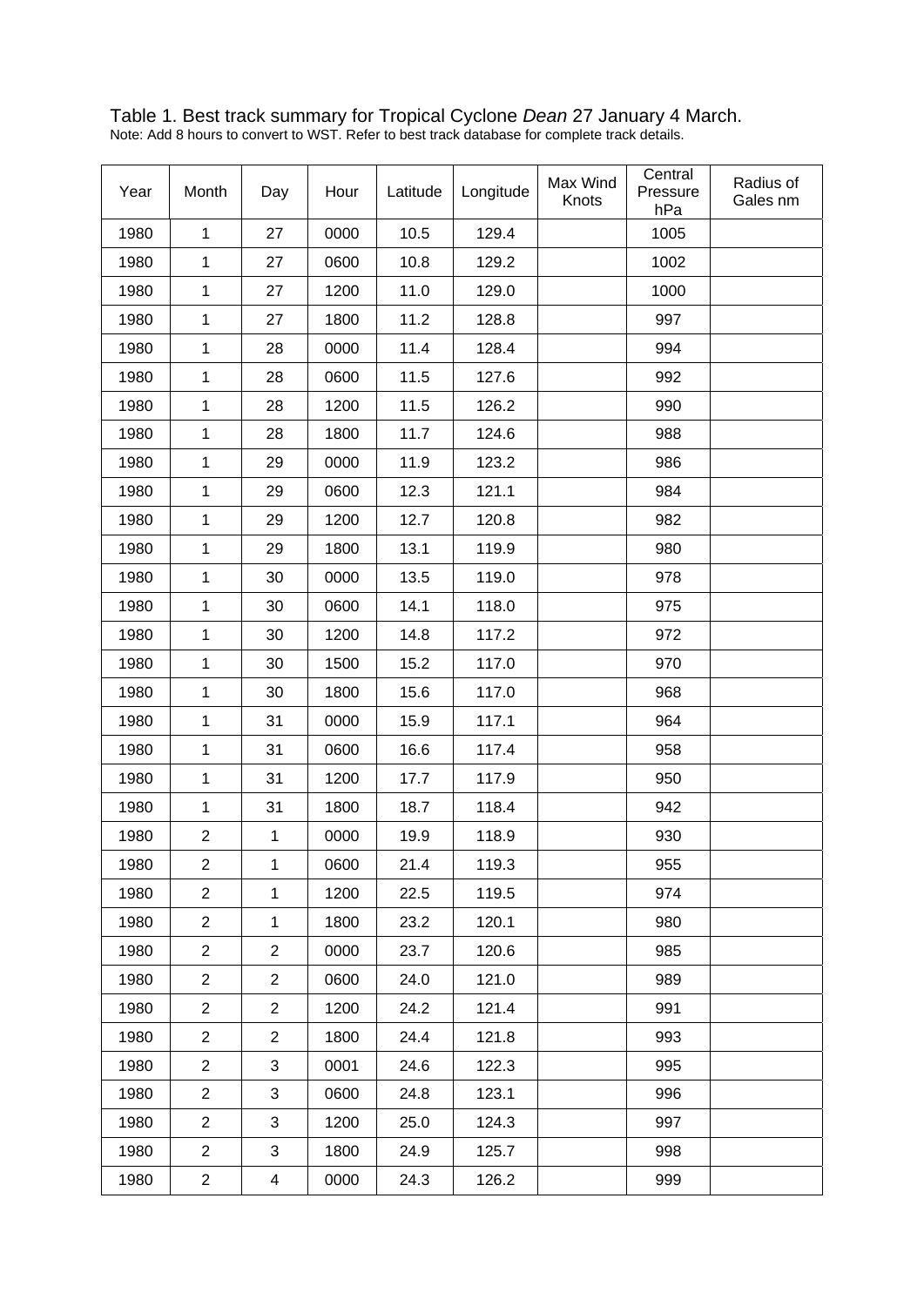Table 1. Best track summary for Tropical Cyclone *Dean* 27 January 4 March.

Note: Add 8 hours to convert to WST. Refer to best track database for complete track details.

| Year | Month | Day | Hour | Latitude | Longitude | Max Wind Knots | Central Pressure hPa | Radius of Gales nm |
|---|---|---|---|---|---|---|---|---|
| 1980 | 1 | 27 | 0000 | 10.5 | 129.4 | | 1005 | |
| 1980 | 1 | 27 | 0600 | 10.8 | 129.2 | | 1002 | |
| 1980 | 1 | 27 | 1200 | 11.0 | 129.0 | | 1000 | |
| 1980 | 1 | 27 | 1800 | 11.2 | 128.8 | | 997 | |
| 1980 | 1 | 28 | 0000 | 11.4 | 128.4 | | 994 | |
| 1980 | 1 | 28 | 0600 | 11.5 | 127.6 | | 992 | |
| 1980 | 1 | 28 | 1200 | 11.5 | 126.2 | | 990 | |
| 1980 | 1 | 28 | 1800 | 11.7 | 124.6 | | 988 | |
| 1980 | 1 | 29 | 0000 | 11.9 | 123.2 | | 986 | |
| 1980 | 1 | 29 | 0600 | 12.3 | 121.1 | | 984 | |
| 1980 | 1 | 29 | 1200 | 12.7 | 120.8 | | 982 | |
| 1980 | 1 | 29 | 1800 | 13.1 | 119.9 | | 980 | |
| 1980 | 1 | 30 | 0000 | 13.5 | 119.0 | | 978 | |
| 1980 | 1 | 30 | 0600 | 14.1 | 118.0 | | 975 | |
| 1980 | 1 | 30 | 1200 | 14.8 | 117.2 | | 972 | |
| 1980 | 1 | 30 | 1500 | 15.2 | 117.0 | | 970 | |
| 1980 | 1 | 30 | 1800 | 15.6 | 117.0 | | 968 | |
| 1980 | 1 | 31 | 0000 | 15.9 | 117.1 | | 964 | |
| 1980 | 1 | 31 | 0600 | 16.6 | 117.4 | | 958 | |
| 1980 | 1 | 31 | 1200 | 17.7 | 117.9 | | 950 | |
| 1980 | 1 | 31 | 1800 | 18.7 | 118.4 | | 942 | |
| 1980 | 2 | 1 | 0000 | 19.9 | 118.9 | | 930 | |
| 1980 | 2 | 1 | 0600 | 21.4 | 119.3 | | 955 | |
| 1980 | 2 | 1 | 1200 | 22.5 | 119.5 | | 974 | |
| 1980 | 2 | 1 | 1800 | 23.2 | 120.1 | | 980 | |
| 1980 | 2 | 2 | 0000 | 23.7 | 120.6 | | 985 | |
| 1980 | 2 | 2 | 0600 | 24.0 | 121.0 | | 989 | |
| 1980 | 2 | 2 | 1200 | 24.2 | 121.4 | | 991 | |
| 1980 | 2 | 2 | 1800 | 24.4 | 121.8 | | 993 | |
| 1980 | 2 | 3 | 0001 | 24.6 | 122.3 | | 995 | |
| 1980 | 2 | 3 | 0600 | 24.8 | 123.1 | | 996 | |
| 1980 | 2 | 3 | 1200 | 25.0 | 124.3 | | 997 | |
| 1980 | 2 | 3 | 1800 | 24.9 | 125.7 | | 998 | |
| 1980 | 2 | 4 | 0000 | 24.3 | 126.2 | | 999 | |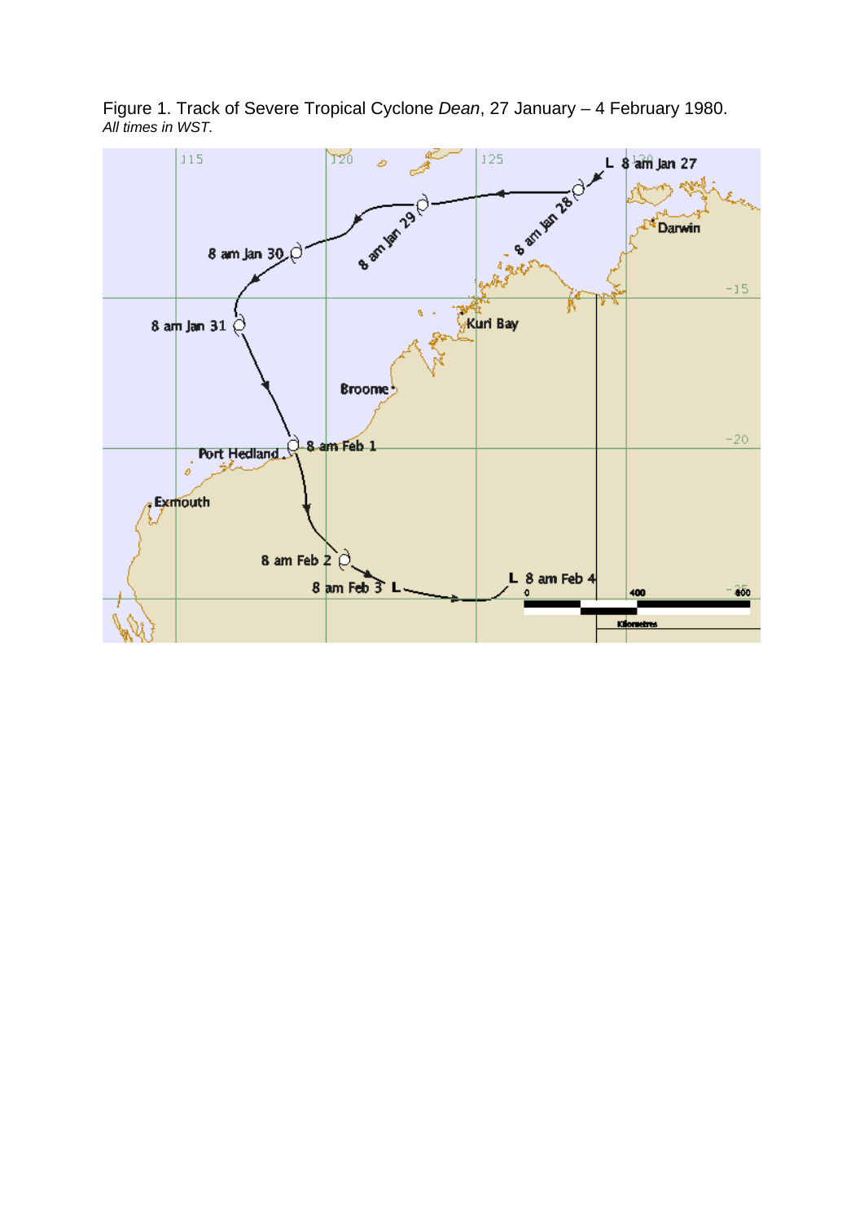Figure 1. Track of Severe Tropical Cyclone *Dean*, 27 January – 4 February 1980.
*All times in WST.*

115

120

125

130

-15

-20

-25

L 8 am Jan 27

8 am Jan 28

8 am Jan 29

8 am Jan 30

8 am Jan 31

8 am Feb 1

8 am Feb 2

8 am Feb 3 L

L 8 am Feb 4

Darwin

Kuri Bay

Broome

Port Hedland

Exmouth

0

400

800

Kilometres